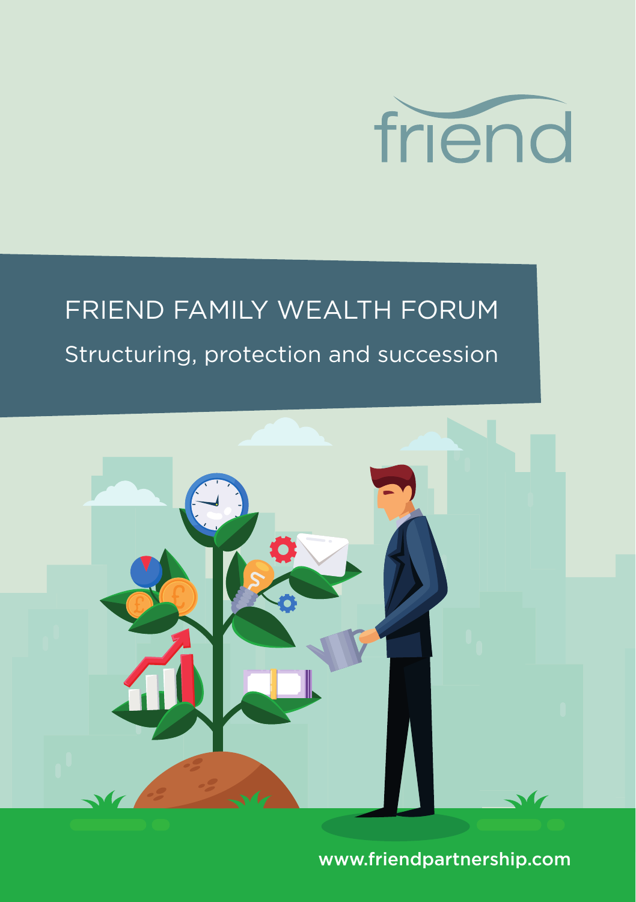friend

# FRIEND FAMILY WEALTH FORUM

## Structuring, protection and succession

www.friendpartnership.com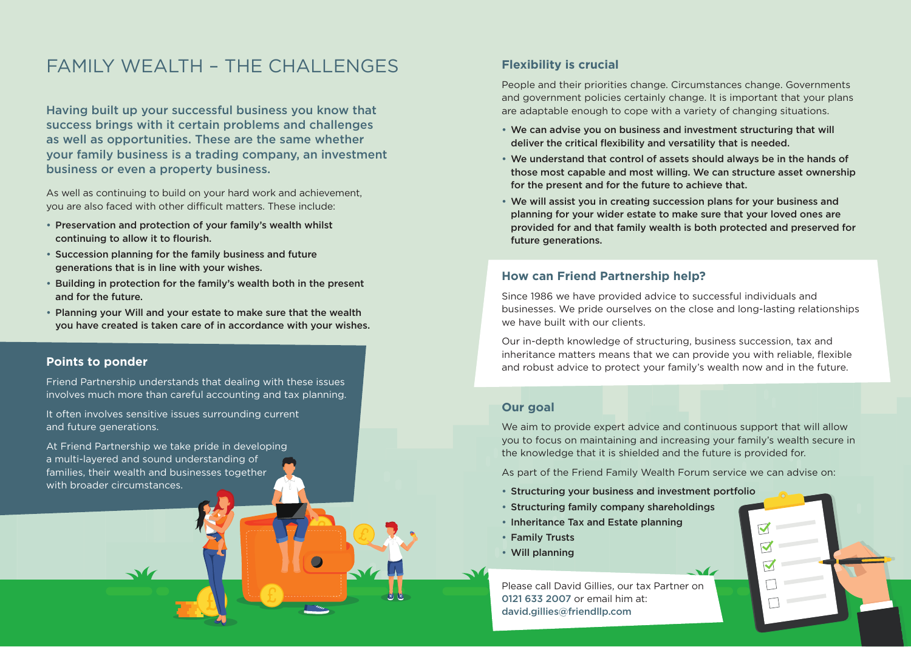# FAMILY WEALTH – THE CHALLENGES

Having built up your successful business you know that success brings with it certain problems and challenges as well as opportunities. These are the same whether your family business is a trading company, an investment business or even a property business.

As well as continuing to build on your hard work and achievement, you are also faced with other difficult matters. These include:

- **Preservation and protection of your family's wealth whilst continuing to allow it to flourish.**
- **Succession planning for the family business and future generations that is in line with your wishes.**
- **Building in protection for the family's wealth both in the present and for the future.**
- **Planning your Will and your estate to make sure that the wealth you have created is taken care of in accordance with your wishes.**

## Points to ponder

Friend Partnership understands that dealing with these issues involves much more than careful accounting and tax planning.

It often involves sensitive issues surrounding current and future generations.

At Friend Partnership we take pride in developing a multi-layered and sound understanding of families, their wealth and businesses together with broader circumstances.

## Flexibility is crucial

People and their priorities change. Circumstances change. Governments and government policies certainly change. It is important that your plans are adaptable enough to cope with a variety of changing situations.

- **We can advise you on business and investment structuring that will deliver the critical flexibility and versatility that is needed.**
- **We understand that control of assets should always be in the hands of those most capable and most willing. We can structure asset ownership for the present and for the future to achieve that.**
- **We will assist you in creating succession plans for your business and planning for your wider estate to make sure that your loved ones are provided for and that family wealth is both protected and preserved for future generations.**

## How can Friend Partnership help?

Since 1986 we have provided advice to successful individuals and businesses. We pride ourselves on the close and long-lasting relationships we have built with our clients.

Our in-depth knowledge of structuring, business succession, tax and inheritance matters means that we can provide you with reliable, flexible and robust advice to protect your family's wealth now and in the future.

## Our goal

We aim to provide expert advice and continuous support that will allow you to focus on maintaining and increasing your family's wealth secure in the knowledge that it is shielded and the future is provided for.

As part of the Friend Family Wealth Forum service we can advise on:

- **Structuring your business and investment portfolio**
- **Structuring family company shareholdings**
- **Inheritance Tax and Estate planning**
- **Family Trusts**
- **Will planning**

Please call David Gillies, our tax Partner on 0121 633 2007 or email him at: david.gillies@friendllp.com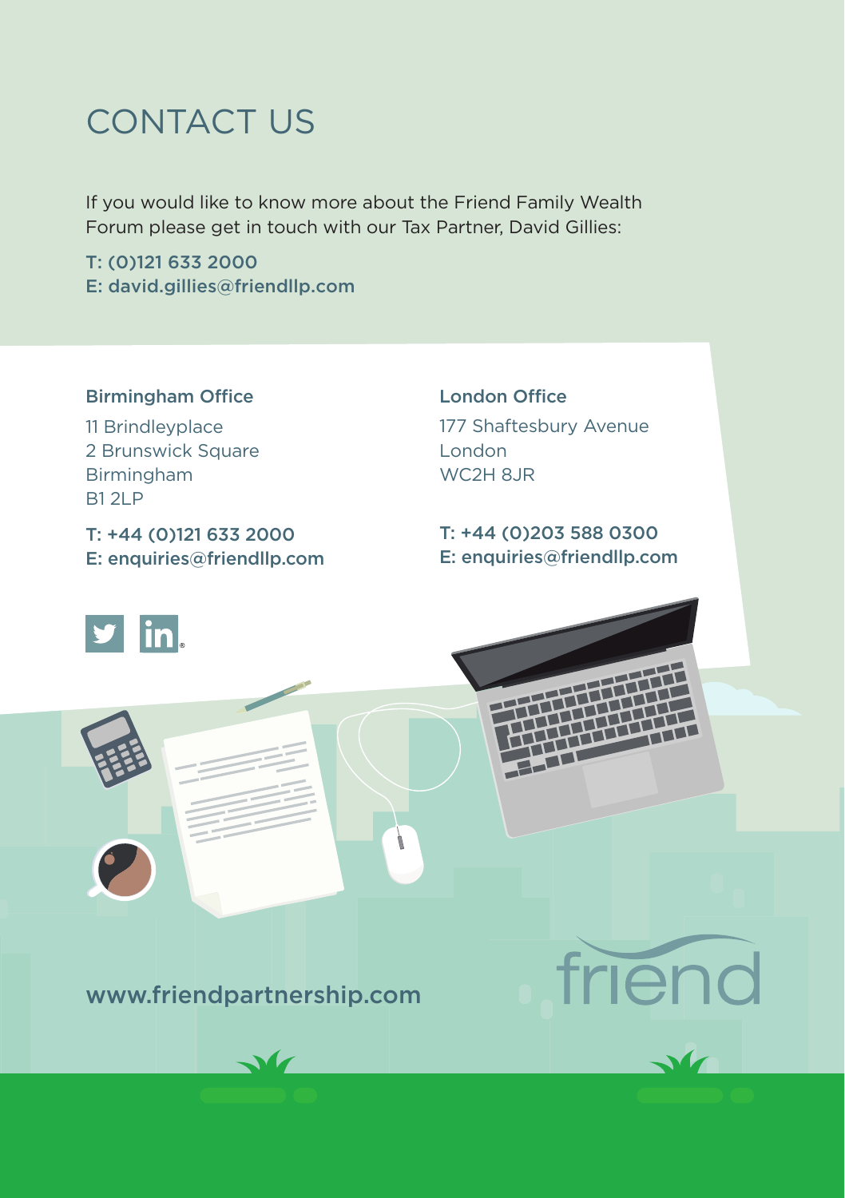# CONTACT US

If you would like to know more about the Friend Family Wealth Forum please get in touch with our Tax Partner, David Gillies:

**T: (0)121 633 2000**
**E: david.gillies@friendllp.com**

**Birmingham Office**

11 Brindleyplace
2 Brunswick Square
Birmingham
B1 2LP

**T: +44 (0)121 633 2000**
**E: enquiries@friendllp.com**

**London Office**

177 Shaftesbury Avenue
London
WC2H 8JR

**T: +44 (0)203 588 0300**
**E: enquiries@friendllp.com**

**www.friendpartnership.com**

friend